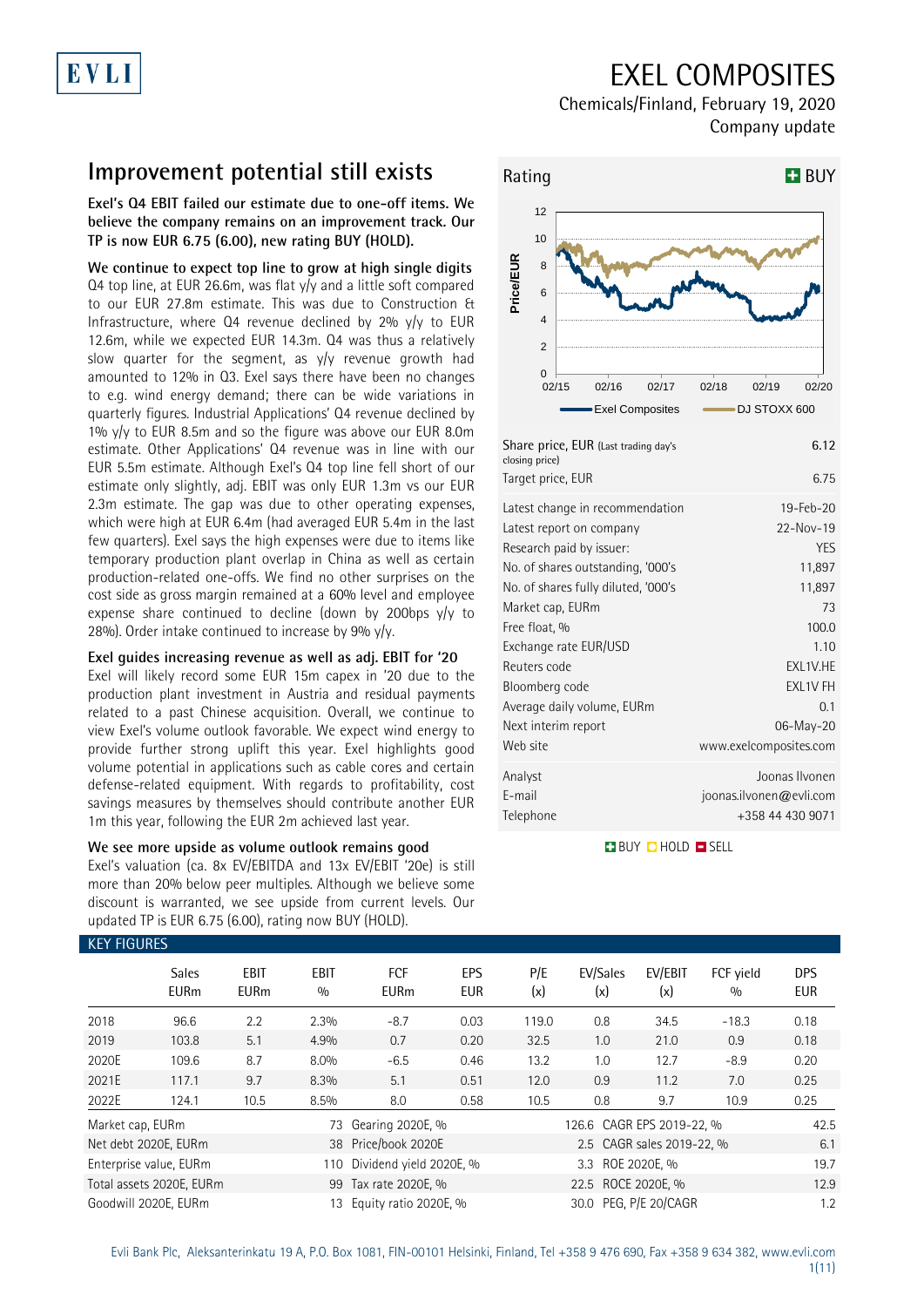# EXEL COMPOSITES

Chemicals/Finland, February 19, 2020

Company update

## Improvement potential still exists

**Exel's Q4 EBIT failed our estimate due to one-off items. We believe the company remains on an improvement track. Our TP is now EUR 6.75 (6.00), new rating BUY (HOLD).**

### We continue to expect top line to grow at high single digits

Q4 top line, at EUR 26.6m, was flat y/y and a little soft compared to our EUR 27.8m estimate. This was due to Construction & Infrastructure, where Q4 revenue declined by 2% y/y to EUR 12.6m, while we expected EUR 14.3m. Q4 was thus a relatively slow quarter for the segment, as y/y revenue growth had amounted to 12% in Q3. Exel says there have been no changes to e.g. wind energy demand; there can be wide variations in quarterly figures. Industrial Applications' Q4 revenue declined by 1% y/y to EUR 8.5m and so the figure was above our EUR 8.0m estimate. Other Applications' Q4 revenue was in line with our EUR 5.5m estimate. Although Exel's Q4 top line fell short of our estimate only slightly, adj. EBIT was only EUR 1.3m vs our EUR 2.3m estimate. The gap was due to other operating expenses, which were high at EUR 6.4m (had averaged EUR 5.4m in the last few quarters). Exel says the high expenses were due to items like temporary production plant overlap in China as well as certain production-related one-offs. We find no other surprises on the cost side as gross margin remained at a 60% level and employee expense share continued to decline (down by 200bps y/y to 28%). Order intake continued to increase by 9% y/y.

### Exel guides increasing revenue as well as adj. EBIT for '20

Exel will likely record some EUR 15m capex in '20 due to the production plant investment in Austria and residual payments related to a past Chinese acquisition. Overall, we continue to view Exel's volume outlook favorable. We expect wind energy to provide further strong uplift this year. Exel highlights good volume potential in applications such as cable cores and certain defense-related equipment. With regards to profitability, cost savings measures by themselves should contribute another EUR 1m this year, following the EUR 2m achieved last year.

### We see more upside as volume outlook remains good

Exel's valuation (ca. 8x EV/EBITDA and 13x EV/EBIT '20e) is still more than 20% below peer multiples. Although we believe some discount is warranted, we see upside from current levels. Our updated TP is EUR 6.75 (6.00), rating now BUY (HOLD).

**Rating: BUY**

| | |
|---|---|
| Share price, EUR (Last trading day's closing price) | 6.12 |
| Target price, EUR | 6.75 |
| Latest change in recommendation | 19-Feb-20 |
| Latest report on company | 22-Nov-19 |
| Research paid by issuer: | YES |
| No. of shares outstanding, '000's | 11,897 |
| No. of shares fully diluted, '000's | 11,897 |
| Market cap, EURm | 73 |
| Free float, % | 100.0 |
| Exchange rate EUR/USD | 1.10 |
| Reuters code | EXL1V.HE |
| Bloomberg code | EXL1V FH |
| Average daily volume, EURm | 0.1 |
| Next interim report | 06-May-20 |
| Web site | www.exelcomposites.com |
| Analyst | Joonas Ilvonen |
| E-mail | joonas.ilvonen@evli.com |
| Telephone | +358 44 430 9071 |

BUY / HOLD / SELL

### KEY FIGURES

| | Sales EURm | EBIT EURm | EBIT % | FCF EURm | EPS EUR | P/E (x) | EV/Sales (x) | EV/EBIT (x) | FCF yield % | DPS EUR |
|---|---|---|---|---|---|---|---|---|---|---|
| 2018 | 96.6 | 2.2 | 2.3% | -8.7 | 0.03 | 119.0 | 0.8 | 34.5 | -18.3 | 0.18 |
| 2019 | 103.8 | 5.1 | 4.9% | 0.7 | 0.20 | 32.5 | 1.0 | 21.0 | 0.9 | 0.18 |
| 2020E | 109.6 | 8.7 | 8.0% | -6.5 | 0.46 | 13.2 | 1.0 | 12.7 | -8.9 | 0.20 |
| 2021E | 117.1 | 9.7 | 8.3% | 5.1 | 0.51 | 12.0 | 0.9 | 11.2 | 7.0 | 0.25 |
| 2022E | 124.1 | 10.5 | 8.5% | 8.0 | 0.58 | 10.5 | 0.8 | 9.7 | 10.9 | 0.25 |

| | | | | | |
|---|---|---|---|---|---|
| Market cap, EURm | 73 | Gearing 2020E, % | 126.6 | CAGR EPS 2019-22, % | 42.5 |
| Net debt 2020E, EURm | 38 | Price/book 2020E | 2.5 | CAGR sales 2019-22, % | 6.1 |
| Enterprise value, EURm | 110 | Dividend yield 2020E, % | 3.3 | ROE 2020E, % | 19.7 |
| Total assets 2020E, EURm | 99 | Tax rate 2020E, % | 22.5 | ROCE 2020E, % | 12.9 |
| Goodwill 2020E, EURm | 13 | Equity ratio 2020E, % | 30.0 | PEG, P/E 20/CAGR | 1.2 |

Evli Bank Plc, Aleksanterinkatu 19 A, P.O. Box 1081, FIN-00101 Helsinki, Finland, Tel +358 9 476 690, Fax +358 9 634 382, www.evli.com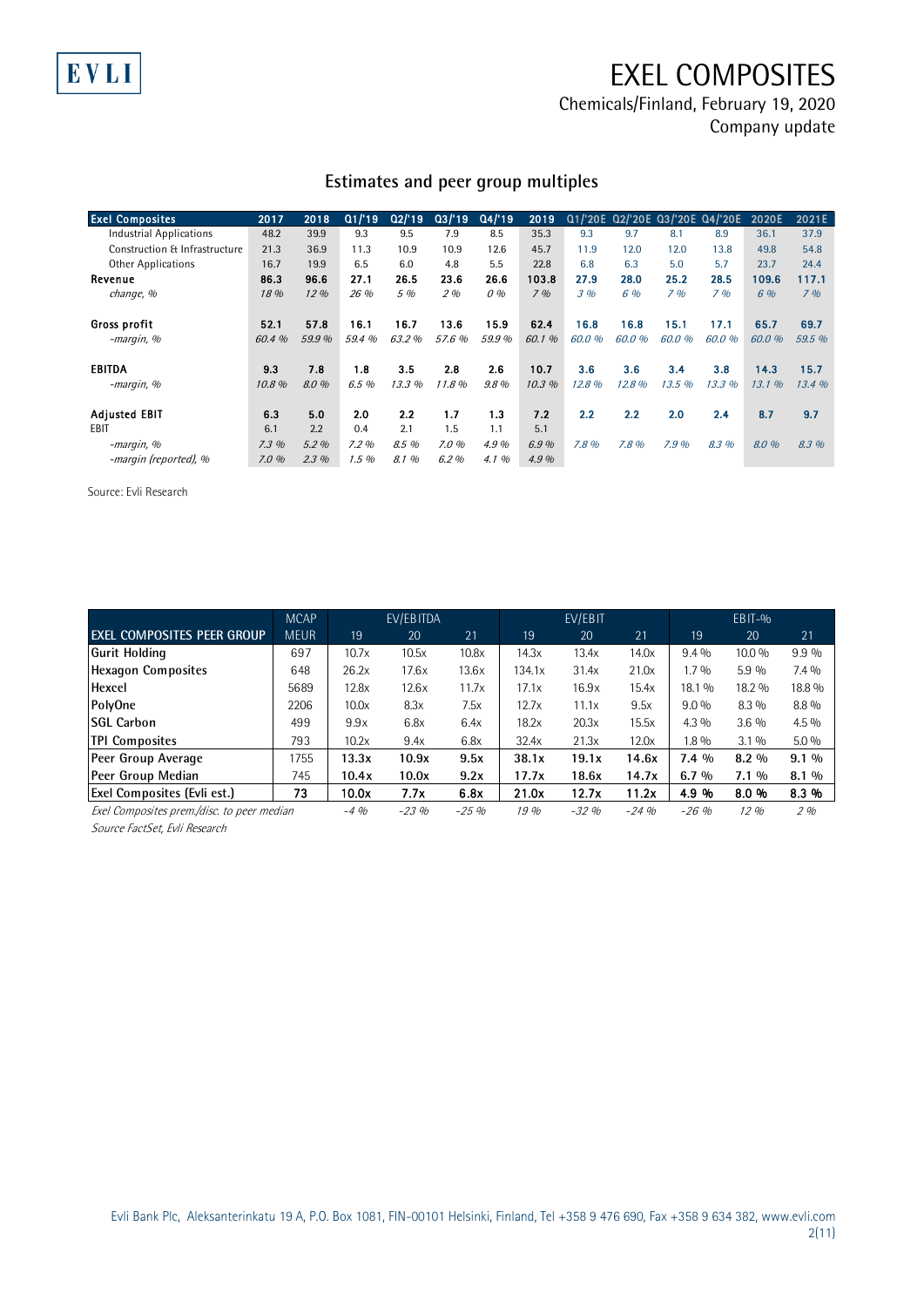# EXEL COMPOSITES

Chemicals/Finland, February 19, 2020
Company update

## Estimates and peer group multiples

| Exel Composites | 2017 | 2018 | Q1/'19 | Q2/'19 | Q3/'19 | Q4/'19 | 2019 | Q1/'20E | Q2/'20E | Q3/'20E | Q4/'20E | 2020E | 2021E |
|---|---|---|---|---|---|---|---|---|---|---|---|---|---|
| Industrial Applications | 48.2 | 39.9 | 9.3 | 9.5 | 7.9 | 8.5 | 35.3 | 9.3 | 9.7 | 8.1 | 8.9 | 36.1 | 37.9 |
| Construction & Infrastructure | 21.3 | 36.9 | 11.3 | 10.9 | 10.9 | 12.6 | 45.7 | 11.9 | 12.0 | 12.0 | 13.8 | 49.8 | 54.8 |
| Other Applications | 16.7 | 19.9 | 6.5 | 6.0 | 4.8 | 5.5 | 22.8 | 6.8 | 6.3 | 5.0 | 5.7 | 23.7 | 24.4 |
| **Revenue** | **86.3** | **96.6** | **27.1** | **26.5** | **23.6** | **26.6** | **103.8** | **27.9** | **28.0** | **25.2** | **28.5** | **109.6** | **117.1** |
| *change, %* | *18 %* | *12 %* | *26 %* | *5 %* | *2 %* | *0 %* | *7 %* | *3 %* | *6 %* | *7 %* | *7 %* | *6 %* | *7 %* |
| | | | | | | | | | | | | | |
| **Gross profit** | **52.1** | **57.8** | **16.1** | **16.7** | **13.6** | **15.9** | **62.4** | **16.8** | **16.8** | **15.1** | **17.1** | **65.7** | **69.7** |
| *-margin, %* | *60.4 %* | *59.9 %* | *59.4 %* | *63.2 %* | *57.6 %* | *59.9 %* | *60.1 %* | *60.0 %* | *60.0 %* | *60.0 %* | *60.0 %* | *60.0 %* | *59.5 %* |
| | | | | | | | | | | | | | |
| **EBITDA** | **9.3** | **7.8** | **1.8** | **3.5** | **2.8** | **2.6** | **10.7** | **3.6** | **3.6** | **3.4** | **3.8** | **14.3** | **15.7** |
| *-margin, %* | *10.8 %* | *8.0 %* | *6.5 %* | *13.3 %* | *11.8 %* | *9.8 %* | *10.3 %* | *12.8 %* | *12.8 %* | *13.5 %* | *13.3 %* | *13.1 %* | *13.4 %* |
| | | | | | | | | | | | | | |
| **Adjusted EBIT** | **6.3** | **5.0** | **2.0** | **2.2** | **1.7** | **1.3** | **7.2** | **2.2** | **2.2** | **2.0** | **2.4** | **8.7** | **9.7** |
| EBIT | 6.1 | 2.2 | 0.4 | 2.1 | 1.5 | 1.1 | 5.1 | | | | | | |
| *-margin, %* | *7.3 %* | *5.2 %* | *7.2 %* | *8.5 %* | *7.0 %* | *4.9 %* | *6.9 %* | *7.8 %* | *7.8 %* | *7.9 %* | *8.3 %* | *8.0 %* | *8.3 %* |
| *-margin (reported), %* | *7.0 %* | *2.3 %* | *1.5 %* | *8.1 %* | *6.2 %* | *4.1 %* | *4.9 %* | | | | | | |

Source: Evli Research

| | MCAP | EV/EBITDA | | | EV/EBIT | | | EBIT-% | | |
|---|---|---|---|---|---|---|---|---|---|---|
| **EXEL COMPOSITES PEER GROUP** | MEUR | 19 | 20 | 21 | 19 | 20 | 21 | 19 | 20 | 21 |
| **Gurit Holding** | 697 | 10.7x | 10.5x | 10.8x | 14.3x | 13.4x | 14.0x | 9.4 % | 10.0 % | 9.9 % |
| **Hexagon Composites** | 648 | 26.2x | 17.6x | 13.6x | 134.1x | 31.4x | 21.0x | 1.7 % | 5.9 % | 7.4 % |
| **Hexcel** | 5689 | 12.8x | 12.6x | 11.7x | 17.1x | 16.9x | 15.4x | 18.1 % | 18.2 % | 18.8 % |
| **PolyOne** | 2206 | 10.0x | 8.3x | 7.5x | 12.7x | 11.1x | 9.5x | 9.0 % | 8.3 % | 8.8 % |
| **SGL Carbon** | 499 | 9.9x | 6.8x | 6.4x | 18.2x | 20.3x | 15.5x | 4.3 % | 3.6 % | 4.5 % |
| **TPI Composites** | 793 | 10.2x | 9.4x | 6.8x | 32.4x | 21.3x | 12.0x | 1.8 % | 3.1 % | 5.0 % |
| **Peer Group Average** | 1755 | **13.3x** | **10.9x** | **9.5x** | **38.1x** | **19.1x** | **14.6x** | **7.4 %** | **8.2 %** | **9.1 %** |
| **Peer Group Median** | 745 | **10.4x** | **10.0x** | **9.2x** | **17.7x** | **18.6x** | **14.7x** | **6.7 %** | **7.1 %** | **8.1 %** |
| **Exel Composites (Evli est.)** | **73** | **10.0x** | **7.7x** | **6.8x** | **21.0x** | **12.7x** | **11.2x** | **4.9 %** | **8.0 %** | **8.3 %** |
| *Exel Composites prem./disc. to peer median* | | *-4 %* | *-23 %* | *-25 %* | *19 %* | *-32 %* | *-24 %* | *-26 %* | *12 %* | *2 %* |

*Source FactSet, Evli Research*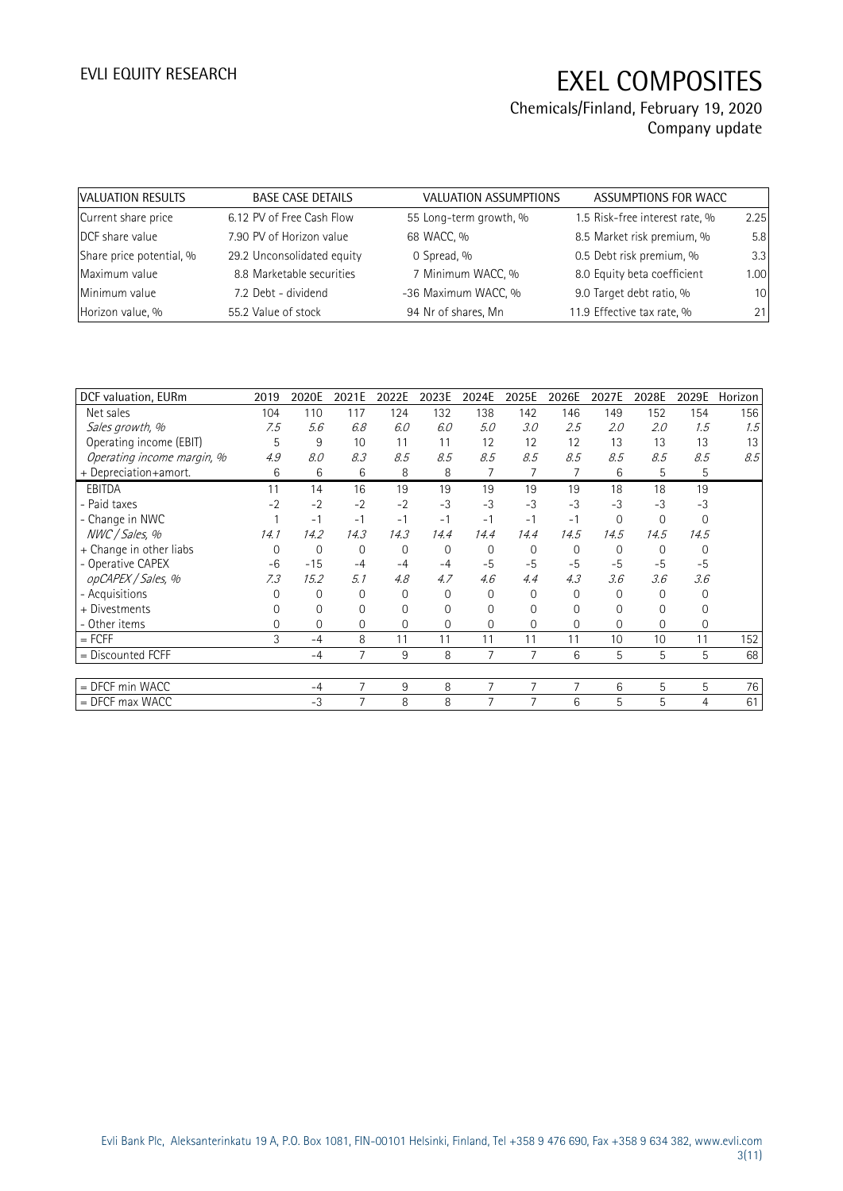| VALUATION RESULTS | BASE CASE DETAILS | VALUATION ASSUMPTIONS | ASSUMPTIONS FOR WACC |
|---|---|---|---|
| Current share price | 6.12 PV of Free Cash Flow | 55 Long-term growth, % | 1.5 Risk-free interest rate, % | 2.25 |
| DCF share value | 7.90 PV of Horizon value | 68 WACC, % | 8.5 Market risk premium, % | 5.8 |
| Share price potential, % | 29.2 Unconsolidated equity | 0 Spread, % | 0.5 Debt risk premium, % | 3.3 |
| Maximum value | 8.8 Marketable securities | 7 Minimum WACC, % | 8.0 Equity beta coefficient | 1.00 |
| Minimum value | 7.2 Debt - dividend | -36 Maximum WACC, % | 9.0 Target debt ratio, % | 10 |
| Horizon value, % | 55.2 Value of stock | 94 Nr of shares, Mn | 11.9 Effective tax rate, % | 21 |

| DCF valuation, EURm | 2019 | 2020E | 2021E | 2022E | 2023E | 2024E | 2025E | 2026E | 2027E | 2028E | 2029E | Horizon |
|---|---|---|---|---|---|---|---|---|---|---|---|---|
| Net sales | 104 | 110 | 117 | 124 | 132 | 138 | 142 | 146 | 149 | 152 | 154 | 156 |
| *Sales growth, %* | *7.5* | *5.6* | *6.8* | *6.0* | *6.0* | *5.0* | *3.0* | *2.5* | *2.0* | *2.0* | *1.5* | *1.5* |
| Operating income (EBIT) | 5 | 9 | 10 | 11 | 11 | 12 | 12 | 12 | 13 | 13 | 13 | 13 |
| *Operating income margin, %* | *4.9* | *8.0* | *8.3* | *8.5* | *8.5* | *8.5* | *8.5* | *8.5* | *8.5* | *8.5* | *8.5* | *8.5* |
| + Depreciation+amort. | 6 | 6 | 6 | 8 | 8 | 7 | 7 | 7 | 6 | 5 | 5 | |
| EBITDA | 11 | 14 | 16 | 19 | 19 | 19 | 19 | 19 | 18 | 18 | 19 | |
| - Paid taxes | -2 | -2 | -2 | -2 | -3 | -3 | -3 | -3 | -3 | -3 | -3 | |
| - Change in NWC | 1 | -1 | -1 | -1 | -1 | -1 | -1 | -1 | 0 | 0 | 0 | |
| *NWC / Sales, %* | *14.1* | *14.2* | *14.3* | *14.3* | *14.4* | *14.4* | *14.4* | *14.5* | *14.5* | *14.5* | *14.5* | |
| + Change in other liabs | 0 | 0 | 0 | 0 | 0 | 0 | 0 | 0 | 0 | 0 | 0 | |
| - Operative CAPEX | -6 | -15 | -4 | -4 | -4 | -5 | -5 | -5 | -5 | -5 | -5 | |
| *opCAPEX / Sales, %* | *7.3* | *15.2* | *5.1* | *4.8* | *4.7* | *4.6* | *4.4* | *4.3* | *3.6* | *3.6* | *3.6* | |
| - Acquisitions | 0 | 0 | 0 | 0 | 0 | 0 | 0 | 0 | 0 | 0 | 0 | |
| + Divestments | 0 | 0 | 0 | 0 | 0 | 0 | 0 | 0 | 0 | 0 | 0 | |
| - Other items | 0 | 0 | 0 | 0 | 0 | 0 | 0 | 0 | 0 | 0 | 0 | |
| = FCFF | 3 | -4 | 8 | 11 | 11 | 11 | 11 | 11 | 10 | 10 | 11 | 152 |
| = Discounted FCFF | | -4 | 7 | 9 | 8 | 7 | 7 | 6 | 5 | 5 | 5 | 68 |
| | | | | | | | | | | | | |
| = DFCF min WACC | | -4 | 7 | 9 | 8 | 7 | 7 | 7 | 6 | 5 | 5 | 76 |
| = DFCF max WACC | | -3 | 7 | 8 | 8 | 7 | 7 | 6 | 5 | 5 | 4 | 61 |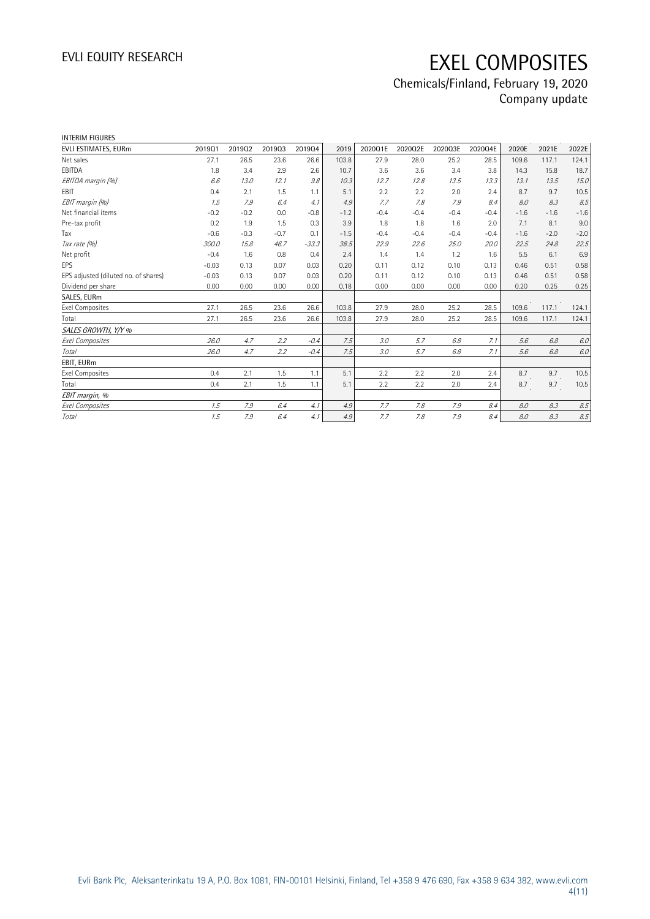INTERIM FIGURES

| EVLI ESTIMATES, EURm | 2019Q1 | 2019Q2 | 2019Q3 | 2019Q4 | 2019 | 2020Q1E | 2020Q2E | 2020Q3E | 2020Q4E | 2020E | 2021E | 2022E |
|---|---|---|---|---|---|---|---|---|---|---|---|---|
| Net sales | 27.1 | 26.5 | 23.6 | 26.6 | 103.8 | 27.9 | 28.0 | 25.2 | 28.5 | 109.6 | 117.1 | 124.1 |
| EBITDA | 1.8 | 3.4 | 2.9 | 2.6 | 10.7 | 3.6 | 3.6 | 3.4 | 3.8 | 14.3 | 15.8 | 18.7 |
| *EBITDA margin (%)* | *6.6* | *13.0* | *12.1* | *9.8* | *10.3* | *12.7* | *12.8* | *13.5* | *13.3* | *13.1* | *13.5* | *15.0* |
| EBIT | 0.4 | 2.1 | 1.5 | 1.1 | 5.1 | 2.2 | 2.2 | 2.0 | 2.4 | 8.7 | 9.7 | 10.5 |
| *EBIT margin (%)* | *1.5* | *7.9* | *6.4* | *4.1* | *4.9* | *7.7* | *7.8* | *7.9* | *8.4* | *8.0* | *8.3* | *8.5* |
| Net financial items | -0.2 | -0.2 | 0.0 | -0.8 | -1.2 | -0.4 | -0.4 | -0.4 | -0.4 | -1.6 | -1.6 | -1.6 |
| Pre-tax profit | 0.2 | 1.9 | 1.5 | 0.3 | 3.9 | 1.8 | 1.8 | 1.6 | 2.0 | 7.1 | 8.1 | 9.0 |
| Tax | -0.6 | -0.3 | -0.7 | 0.1 | -1.5 | -0.4 | -0.4 | -0.4 | -0.4 | -1.6 | -2.0 | -2.0 |
| *Tax rate (%)* | *300.0* | *15.8* | *46.7* | *-33.3* | *38.5* | *22.9* | *22.6* | *25.0* | *20.0* | *22.5* | *24.8* | *22.5* |
| Net profit | -0.4 | 1.6 | 0.8 | 0.4 | 2.4 | 1.4 | 1.4 | 1.2 | 1.6 | 5.5 | 6.1 | 6.9 |
| EPS | -0.03 | 0.13 | 0.07 | 0.03 | 0.20 | 0.11 | 0.12 | 0.10 | 0.13 | 0.46 | 0.51 | 0.58 |
| EPS adjusted (diluted no. of shares) | -0.03 | 0.13 | 0.07 | 0.03 | 0.20 | 0.11 | 0.12 | 0.10 | 0.13 | 0.46 | 0.51 | 0.58 |
| Dividend per share | 0.00 | 0.00 | 0.00 | 0.00 | 0.18 | 0.00 | 0.00 | 0.00 | 0.00 | 0.20 | 0.25 | 0.25 |
| SALES, EURm | | | | | | | | | | | | |
| Exel Composites | 27.1 | 26.5 | 23.6 | 26.6 | 103.8 | 27.9 | 28.0 | 25.2 | 28.5 | 109.6 | 117.1 | 124.1 |
| Total | 27.1 | 26.5 | 23.6 | 26.6 | 103.8 | 27.9 | 28.0 | 25.2 | 28.5 | 109.6 | 117.1 | 124.1 |
| *SALES GROWTH, Y/Y %* | | | | | | | | | | | | |
| *Exel Composites* | *26.0* | *4.7* | *2.2* | *-0.4* | *7.5* | *3.0* | *5.7* | *6.8* | *7.1* | *5.6* | *6.8* | *6.0* |
| *Total* | *26.0* | *4.7* | *2.2* | *-0.4* | *7.5* | *3.0* | *5.7* | *6.8* | *7.1* | *5.6* | *6.8* | *6.0* |
| EBIT, EURm | | | | | | | | | | | | |
| Exel Composites | 0.4 | 2.1 | 1.5 | 1.1 | 5.1 | 2.2 | 2.2 | 2.0 | 2.4 | 8.7 | 9.7 | 10.5 |
| Total | 0.4 | 2.1 | 1.5 | 1.1 | 5.1 | 2.2 | 2.2 | 2.0 | 2.4 | 8.7 | 9.7 | 10.5 |
| *EBIT margin, %* | | | | | | | | | | | | |
| *Exel Composites* | *1.5* | *7.9* | *6.4* | *4.1* | *4.9* | *7.7* | *7.8* | *7.9* | *8.4* | *8.0* | *8.3* | *8.5* |
| *Total* | *1.5* | *7.9* | *6.4* | *4.1* | *4.9* | *7.7* | *7.8* | *7.9* | *8.4* | *8.0* | *8.3* | *8.5* |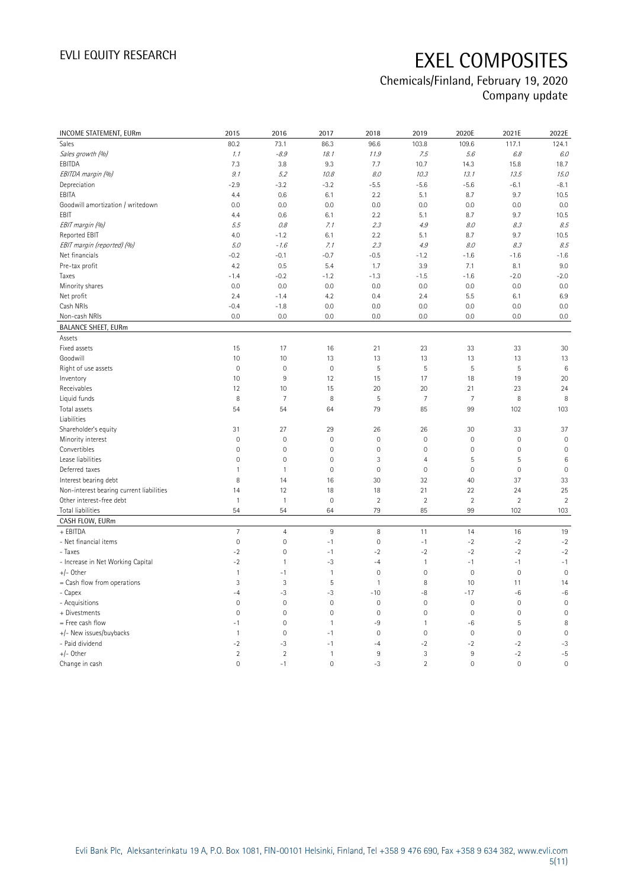# EXEL COMPOSITES

## Chemicals/Finland, February 19, 2020
## Company update

| INCOME STATEMENT, EURm | 2015 | 2016 | 2017 | 2018 | 2019 | 2020E | 2021E | 2022E |
|---|---|---|---|---|---|---|---|---|
| Sales | 80.2 | 73.1 | 86.3 | 96.6 | 103.8 | 109.6 | 117.1 | 124.1 |
| *Sales growth (%)* | *1.1* | *-8.9* | *18.1* | *11.9* | *7.5* | *5.6* | *6.8* | *6.0* |
| EBITDA | 7.3 | 3.8 | 9.3 | 7.7 | 10.7 | 14.3 | 15.8 | 18.7 |
| *EBITDA margin (%)* | *9.1* | *5.2* | *10.8* | *8.0* | *10.3* | *13.1* | *13.5* | *15.0* |
| Depreciation | -2.9 | -3.2 | -3.2 | -5.5 | -5.6 | -5.6 | -6.1 | -8.1 |
| EBITA | 4.4 | 0.6 | 6.1 | 2.2 | 5.1 | 8.7 | 9.7 | 10.5 |
| Goodwill amortization / writedown | 0.0 | 0.0 | 0.0 | 0.0 | 0.0 | 0.0 | 0.0 | 0.0 |
| EBIT | 4.4 | 0.6 | 6.1 | 2.2 | 5.1 | 8.7 | 9.7 | 10.5 |
| *EBIT margin (%)* | *5.5* | *0.8* | *7.1* | *2.3* | *4.9* | *8.0* | *8.3* | *8.5* |
| Reported EBIT | 4.0 | -1.2 | 6.1 | 2.2 | 5.1 | 8.7 | 9.7 | 10.5 |
| *EBIT margin (reported) (%)* | *5.0* | *-1.6* | *7.1* | *2.3* | *4.9* | *8.0* | *8.3* | *8.5* |
| Net financials | -0.2 | -0.1 | -0.7 | -0.5 | -1.2 | -1.6 | -1.6 | -1.6 |
| Pre-tax profit | 4.2 | 0.5 | 5.4 | 1.7 | 3.9 | 7.1 | 8.1 | 9.0 |
| Taxes | -1.4 | -0.2 | -1.2 | -1.3 | -1.5 | -1.6 | -2.0 | -2.0 |
| Minority shares | 0.0 | 0.0 | 0.0 | 0.0 | 0.0 | 0.0 | 0.0 | 0.0 |
| Net profit | 2.4 | -1.4 | 4.2 | 0.4 | 2.4 | 5.5 | 6.1 | 6.9 |
| Cash NRIs | -0.4 | -1.8 | 0.0 | 0.0 | 0.0 | 0.0 | 0.0 | 0.0 |
| Non-cash NRIs | 0.0 | 0.0 | 0.0 | 0.0 | 0.0 | 0.0 | 0.0 | 0.0 |

| BALANCE SHEET, EURm | 2015 | 2016 | 2017 | 2018 | 2019 | 2020E | 2021E | 2022E |
|---|---|---|---|---|---|---|---|---|
| Assets | | | | | | | | |
| Fixed assets | 15 | 17 | 16 | 21 | 23 | 33 | 33 | 30 |
| Goodwill | 10 | 10 | 13 | 13 | 13 | 13 | 13 | 13 |
| Right of use assets | 0 | 0 | 0 | 5 | 5 | 5 | 5 | 6 |
| Inventory | 10 | 9 | 12 | 15 | 17 | 18 | 19 | 20 |
| Receivables | 12 | 10 | 15 | 20 | 20 | 21 | 23 | 24 |
| Liquid funds | 8 | 7 | 8 | 5 | 7 | 7 | 8 | 8 |
| Total assets | 54 | 54 | 64 | 79 | 85 | 99 | 102 | 103 |
| Liabilities | | | | | | | | |
| Shareholder's equity | 31 | 27 | 29 | 26 | 26 | 30 | 33 | 37 |
| Minority interest | 0 | 0 | 0 | 0 | 0 | 0 | 0 | 0 |
| Convertibles | 0 | 0 | 0 | 0 | 0 | 0 | 0 | 0 |
| Lease liabilities | 0 | 0 | 0 | 3 | 4 | 5 | 5 | 6 |
| Deferred taxes | 1 | 1 | 0 | 0 | 0 | 0 | 0 | 0 |
| Interest bearing debt | 8 | 14 | 16 | 30 | 32 | 40 | 37 | 33 |
| Non-interest bearing current liabilities | 14 | 12 | 18 | 18 | 21 | 22 | 24 | 25 |
| Other interest-free debt | 1 | 1 | 0 | 2 | 2 | 2 | 2 | 2 |
| Total liabilities | 54 | 54 | 64 | 79 | 85 | 99 | 102 | 103 |

| CASH FLOW, EURm | 2015 | 2016 | 2017 | 2018 | 2019 | 2020E | 2021E | 2022E |
|---|---|---|---|---|---|---|---|---|
| + EBITDA | 7 | 4 | 9 | 8 | 11 | 14 | 16 | 19 |
| - Net financial items | 0 | 0 | -1 | 0 | -1 | -2 | -2 | -2 |
| - Taxes | -2 | 0 | -1 | -2 | -2 | -2 | -2 | -2 |
| - Increase in Net Working Capital | -2 | 1 | -3 | -4 | 1 | -1 | -1 | -1 |
| +/- Other | 1 | -1 | 1 | 0 | 0 | 0 | 0 | 0 |
| = Cash flow from operations | 3 | 3 | 5 | 1 | 8 | 10 | 11 | 14 |
| - Capex | -4 | -3 | -3 | -10 | -8 | -17 | -6 | -6 |
| - Acquisitions | 0 | 0 | 0 | 0 | 0 | 0 | 0 | 0 |
| + Divestments | 0 | 0 | 0 | 0 | 0 | 0 | 0 | 0 |
| = Free cash flow | -1 | 0 | 1 | -9 | 1 | -6 | 5 | 8 |
| +/- New issues/buybacks | 1 | 0 | -1 | 0 | 0 | 0 | 0 | 0 |
| - Paid dividend | -2 | -3 | -1 | -4 | -2 | -2 | -2 | -3 |
| +/- Other | 2 | 2 | 1 | 9 | 3 | 9 | -2 | -5 |
| Change in cash | 0 | -1 | 0 | -3 | 2 | 0 | 0 | 0 |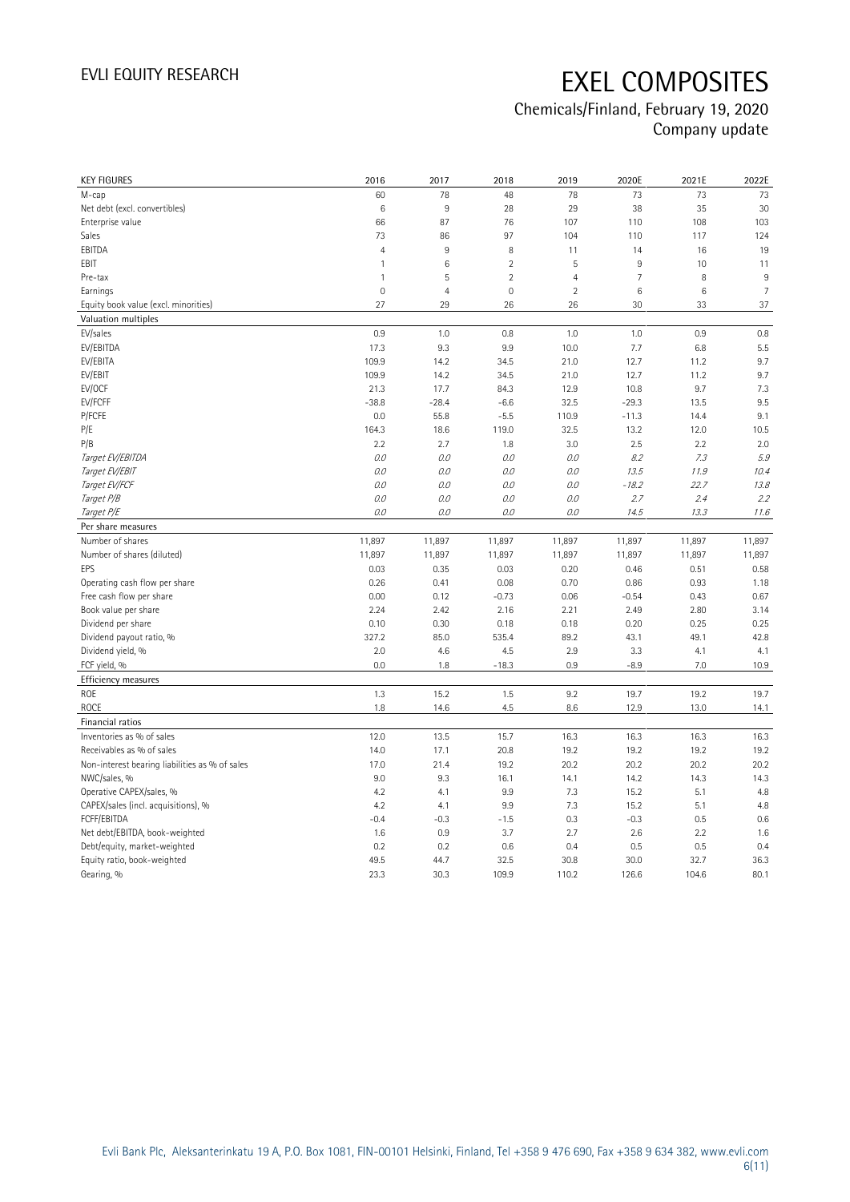# EXCEL COMPOSITES

Chemicals/Finland, February 19, 2020
Company update

| KEY FIGURES | 2016 | 2017 | 2018 | 2019 | 2020E | 2021E | 2022E |
|---|---|---|---|---|---|---|---|
| M-cap | 60 | 78 | 48 | 78 | 73 | 73 | 73 |
| Net debt (excl. convertibles) | 6 | 9 | 28 | 29 | 38 | 35 | 30 |
| Enterprise value | 66 | 87 | 76 | 107 | 110 | 108 | 103 |
| Sales | 73 | 86 | 97 | 104 | 110 | 117 | 124 |
| EBITDA | 4 | 9 | 8 | 11 | 14 | 16 | 19 |
| EBIT | 1 | 6 | 2 | 5 | 9 | 10 | 11 |
| Pre-tax | 1 | 5 | 2 | 4 | 7 | 8 | 9 |
| Earnings | 0 | 4 | 0 | 2 | 6 | 6 | 7 |
| Equity book value (excl. minorities) | 27 | 29 | 26 | 26 | 30 | 33 | 37 |
| **Valuation multiples** | | | | | | | |
| EV/sales | 0.9 | 1.0 | 0.8 | 1.0 | 1.0 | 0.9 | 0.8 |
| EV/EBITDA | 17.3 | 9.3 | 9.9 | 10.0 | 7.7 | 6.8 | 5.5 |
| EV/EBITA | 109.9 | 14.2 | 34.5 | 21.0 | 12.7 | 11.2 | 9.7 |
| EV/EBIT | 109.9 | 14.2 | 34.5 | 21.0 | 12.7 | 11.2 | 9.7 |
| EV/OCF | 21.3 | 17.7 | 84.3 | 12.9 | 10.8 | 9.7 | 7.3 |
| EV/FCFF | -38.8 | -28.4 | -6.6 | 32.5 | -29.3 | 13.5 | 9.5 |
| P/FCFE | 0.0 | 55.8 | -5.5 | 110.9 | -11.3 | 14.4 | 9.1 |
| P/E | 164.3 | 18.6 | 119.0 | 32.5 | 13.2 | 12.0 | 10.5 |
| P/B | 2.2 | 2.7 | 1.8 | 3.0 | 2.5 | 2.2 | 2.0 |
| *Target EV/EBITDA* | *0.0* | *0.0* | *0.0* | *0.0* | *8.2* | *7.3* | *5.9* |
| *Target EV/EBIT* | *0.0* | *0.0* | *0.0* | *0.0* | *13.5* | *11.9* | *10.4* |
| *Target EV/FCF* | *0.0* | *0.0* | *0.0* | *0.0* | *-18.2* | *22.7* | *13.8* |
| *Target P/B* | *0.0* | *0.0* | *0.0* | *0.0* | *2.7* | *2.4* | *2.2* |
| *Target P/E* | *0.0* | *0.0* | *0.0* | *0.0* | *14.5* | *13.3* | *11.6* |
| **Per share measures** | | | | | | | |
| Number of shares | 11,897 | 11,897 | 11,897 | 11,897 | 11,897 | 11,897 | 11,897 |
| Number of shares (diluted) | 11,897 | 11,897 | 11,897 | 11,897 | 11,897 | 11,897 | 11,897 |
| EPS | 0.03 | 0.35 | 0.03 | 0.20 | 0.46 | 0.51 | 0.58 |
| Operating cash flow per share | 0.26 | 0.41 | 0.08 | 0.70 | 0.86 | 0.93 | 1.18 |
| Free cash flow per share | 0.00 | 0.12 | -0.73 | 0.06 | -0.54 | 0.43 | 0.67 |
| Book value per share | 2.24 | 2.42 | 2.16 | 2.21 | 2.49 | 2.80 | 3.14 |
| Dividend per share | 0.10 | 0.30 | 0.18 | 0.18 | 0.20 | 0.25 | 0.25 |
| Dividend payout ratio, % | 327.2 | 85.0 | 535.4 | 89.2 | 43.1 | 49.1 | 42.8 |
| Dividend yield, % | 2.0 | 4.6 | 4.5 | 2.9 | 3.3 | 4.1 | 4.1 |
| FCF yield, % | 0.0 | 1.8 | -18.3 | 0.9 | -8.9 | 7.0 | 10.9 |
| **Efficiency measures** | | | | | | | |
| ROE | 1.3 | 15.2 | 1.5 | 9.2 | 19.7 | 19.2 | 19.7 |
| ROCE | 1.8 | 14.6 | 4.5 | 8.6 | 12.9 | 13.0 | 14.1 |
| **Financial ratios** | | | | | | | |
| Inventories as % of sales | 12.0 | 13.5 | 15.7 | 16.3 | 16.3 | 16.3 | 16.3 |
| Receivables as % of sales | 14.0 | 17.1 | 20.8 | 19.2 | 19.2 | 19.2 | 19.2 |
| Non-interest bearing liabilities as % of sales | 17.0 | 21.4 | 19.2 | 20.2 | 20.2 | 20.2 | 20.2 |
| NWC/sales, % | 9.0 | 9.3 | 16.1 | 14.1 | 14.2 | 14.3 | 14.3 |
| Operative CAPEX/sales, % | 4.2 | 4.1 | 9.9 | 7.3 | 15.2 | 5.1 | 4.8 |
| CAPEX/sales (incl. acquisitions), % | 4.2 | 4.1 | 9.9 | 7.3 | 15.2 | 5.1 | 4.8 |
| FCFF/EBITDA | -0.4 | -0.3 | -1.5 | 0.3 | -0.3 | 0.5 | 0.6 |
| Net debt/EBITDA, book-weighted | 1.6 | 0.9 | 3.7 | 2.7 | 2.6 | 2.2 | 1.6 |
| Debt/equity, market-weighted | 0.2 | 0.2 | 0.6 | 0.4 | 0.5 | 0.5 | 0.4 |
| Equity ratio, book-weighted | 49.5 | 44.7 | 32.5 | 30.8 | 30.0 | 32.7 | 36.3 |
| Gearing, % | 23.3 | 30.3 | 109.9 | 110.2 | 126.6 | 104.6 | 80.1 |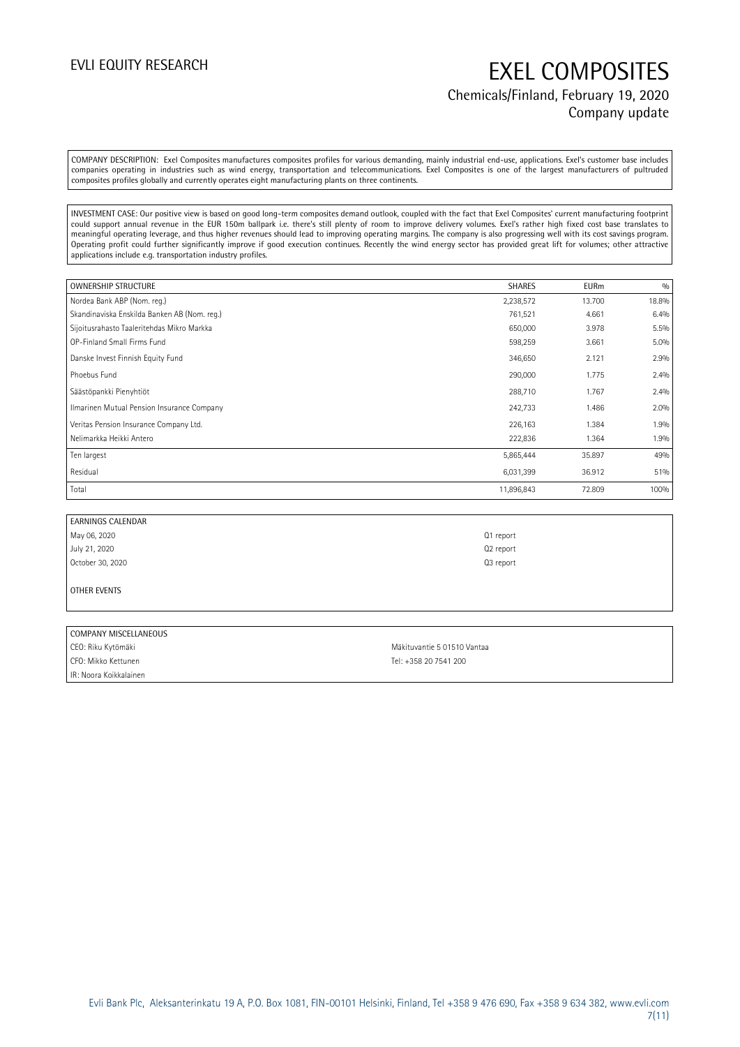COMPANY DESCRIPTION: Exel Composites manufactures composites profiles for various demanding, mainly industrial end-use, applications. Exel's customer base includes companies operating in industries such as wind energy, transportation and telecommunications. Exel Composites is one of the largest manufacturers of pultruded composites profiles globally and currently operates eight manufacturing plants on three continents.

INVESTMENT CASE: Our positive view is based on good long-term composites demand outlook, coupled with the fact that Exel Composites' current manufacturing footprint could support annual revenue in the EUR 150m ballpark i.e. there's still plenty of room to improve delivery volumes. Exel's rather high fixed cost base translates to meaningful operating leverage, and thus higher revenues should lead to improving operating margins. The company is also progressing well with its cost savings program. Operating profit could further significantly improve if good execution continues. Recently the wind energy sector has provided great lift for volumes; other attractive applications include e.g. transportation industry profiles.

| OWNERSHIP STRUCTURE | SHARES | EURm | % |
|---|---|---|---|
| Nordea Bank ABP (Nom. reg.) | 2,238,572 | 13.700 | 18.8% |
| Skandinaviska Enskilda Banken AB (Nom. reg.) | 761,521 | 4.661 | 6.4% |
| Sijoitusrahasto Taaleritehdas Mikro Markka | 650,000 | 3.978 | 5.5% |
| OP-Finland Small Firms Fund | 598,259 | 3.661 | 5.0% |
| Danske Invest Finnish Equity Fund | 346,650 | 2.121 | 2.9% |
| Phoebus Fund | 290,000 | 1.775 | 2.4% |
| Säästöpankki Pienyhtiöt | 288,710 | 1.767 | 2.4% |
| Ilmarinen Mutual Pension Insurance Company | 242,733 | 1.486 | 2.0% |
| Veritas Pension Insurance Company Ltd. | 226,163 | 1.384 | 1.9% |
| Nelimarkka Heikki Antero | 222,836 | 1.364 | 1.9% |
| Ten largest | 5,865,444 | 35.897 | 49% |
| Residual | 6,031,399 | 36.912 | 51% |
| Total | 11,896,843 | 72.809 | 100% |

| EARNINGS CALENDAR | |
|---|---|
| May 06, 2020 | Q1 report |
| July 21, 2020 | Q2 report |
| October 30, 2020 | Q3 report |

OTHER EVENTS

| COMPANY MISCELLANEOUS | |
|---|---|
| CEO: Riku Kytömäki | Mäkituvantie 5 01510 Vantaa |
| CFO: Mikko Kettunen | Tel: +358 20 7541 200 |
| IR: Noora Koikkalainen | |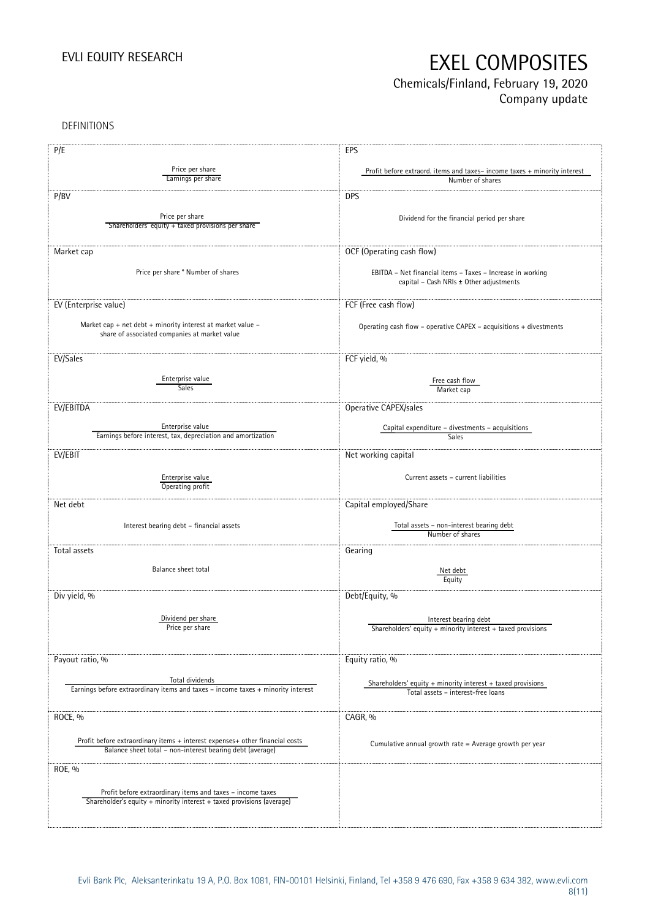DEFINITIONS

| P/E | EPS |
|---|---|
| $\frac{\text{Price per share}}{\text{Earnings per share}}$ | $\frac{\text{Profit before extraord. items and taxes} - \text{income taxes} + \text{minority interest}}{\text{Number of shares}}$ |
| **P/BV** | **DPS** |
| $\frac{\text{Price per share}}{\text{Shareholders' equity} + \text{taxed provisions per share}}$ | Dividend for the financial period per share |
| **Market cap** | **OCF (Operating cash flow)** |
| Price per share * Number of shares | EBITDA – Net financial items – Taxes – Increase in working capital – Cash NRIs ± Other adjustments |
| **EV (Enterprise value)** | **FCF (Free cash flow)** |
| Market cap + net debt + minority interest at market value – share of associated companies at market value | Operating cash flow – operative CAPEX – acquisitions + divestments |
| **EV/Sales** | **FCF yield, %** |
| $\frac{\text{Enterprise value}}{\text{Sales}}$ | $\frac{\text{Free cash flow}}{\text{Market cap}}$ |
| **EV/EBITDA** | **Operative CAPEX/sales** |
| $\frac{\text{Enterprise value}}{\text{Earnings before interest, tax, depreciation and amortization}}$ | $\frac{\text{Capital expenditure} - \text{divestments} - \text{acquisitions}}{\text{Sales}}$ |
| **EV/EBIT** | **Net working capital** |
| $\frac{\text{Enterprise value}}{\text{Operating profit}}$ | Current assets – current liabilities |
| **Net debt** | **Capital employed/Share** |
| Interest bearing debt – financial assets | $\frac{\text{Total assets} - \text{non-interest bearing debt}}{\text{Number of shares}}$ |
| **Total assets** | **Gearing** |
| Balance sheet total | $\frac{\text{Net debt}}{\text{Equity}}$ |
| **Div yield, %** | **Debt/Equity, %** |
| $\frac{\text{Dividend per share}}{\text{Price per share}}$ | $\frac{\text{Interest bearing debt}}{\text{Shareholders' equity} + \text{minority interest} + \text{taxed provisions}}$ |
| **Payout ratio, %** | **Equity ratio, %** |
| $\frac{\text{Total dividends}}{\text{Earnings before extraordinary items and taxes} - \text{income taxes} + \text{minority interest}}$ | $\frac{\text{Shareholders' equity} + \text{minority interest} + \text{taxed provisions}}{\text{Total assets} - \text{interest-free loans}}$ |
| **ROCE, %** | **CAGR, %** |
| $\frac{\text{Profit before extraordinary items} + \text{interest expenses} + \text{other financial costs}}{\text{Balance sheet total} - \text{non-interest bearing debt (average)}}$ | Cumulative annual growth rate = Average growth per year |
| **ROE, %** | |
| $\frac{\text{Profit before extraordinary items and taxes} - \text{income taxes}}{\text{Shareholder's equity} + \text{minority interest} + \text{taxed provisions (average)}}$ | |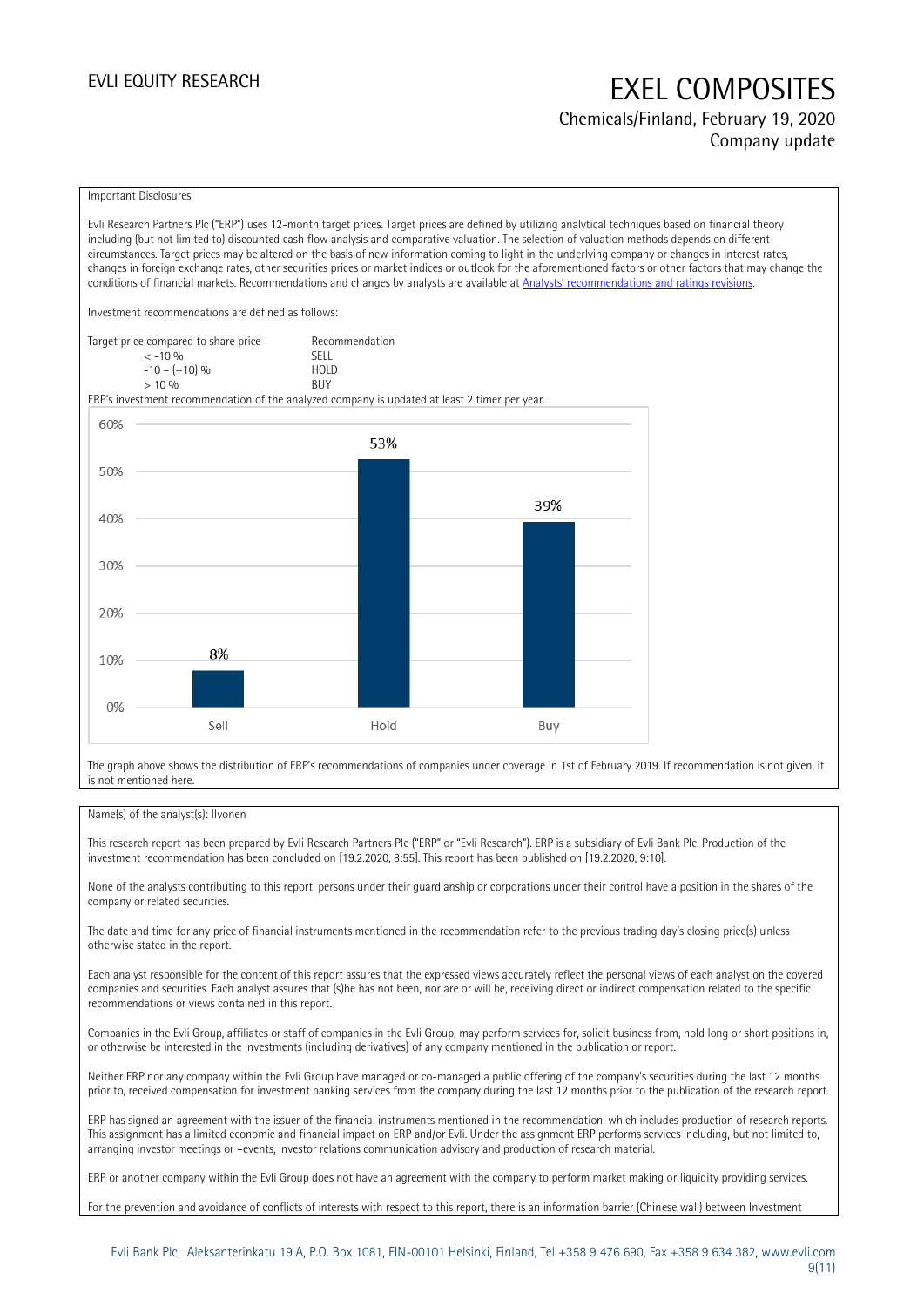Important Disclosures

Evli Research Partners Plc ("ERP") uses 12-month target prices. Target prices are defined by utilizing analytical techniques based on financial theory including (but not limited to) discounted cash flow analysis and comparative valuation. The selection of valuation methods depends on different circumstances. Target prices may be altered on the basis of new information coming to light in the underlying company or changes in interest rates, changes in foreign exchange rates, other securities prices or market indices or outlook for the aforementioned factors or other factors that may change the conditions of financial markets. Recommendations and changes by analysts are available at [Analysts' recommendations and ratings revisions](#).

Investment recommendations are defined as follows:

| Target price compared to share price | Recommendation |
|---|---|
| < -10 % | SELL |
| -10 – (+10) % | HOLD |
| > 10 % | BUY |

ERP's investment recommendation of the analyzed company is updated at least 2 timer per year.

| | Sell | Hold | Buy |
|---|---|---|---|
| Share | 8% | 53% | 39% |

The graph above shows the distribution of ERP's recommendations of companies under coverage in 1st of February 2019. If recommendation is not given, it is not mentioned here.

Name(s) of the analyst(s): Ilvonen

This research report has been prepared by Evli Research Partners Plc ("ERP" or "Evli Research"). ERP is a subsidiary of Evli Bank Plc. Production of the investment recommendation has been concluded on [19.2.2020, 8:55]. This report has been published on [19.2.2020, 9:10].

None of the analysts contributing to this report, persons under their guardianship or corporations under their control have a position in the shares of the company or related securities.

The date and time for any price of financial instruments mentioned in the recommendation refer to the previous trading day's closing price(s) unless otherwise stated in the report.

Each analyst responsible for the content of this report assures that the expressed views accurately reflect the personal views of each analyst on the covered companies and securities. Each analyst assures that (s)he has not been, nor are or will be, receiving direct or indirect compensation related to the specific recommendations or views contained in this report.

Companies in the Evli Group, affiliates or staff of companies in the Evli Group, may perform services for, solicit business from, hold long or short positions in, or otherwise be interested in the investments (including derivatives) of any company mentioned in the publication or report.

Neither ERP nor any company within the Evli Group have managed or co-managed a public offering of the company's securities during the last 12 months prior to, received compensation for investment banking services from the company during the last 12 months prior to the publication of the research report.

ERP has signed an agreement with the issuer of the financial instruments mentioned in the recommendation, which includes production of research reports. This assignment has a limited economic and financial impact on ERP and/or Evli. Under the assignment ERP performs services including, but not limited to, arranging investor meetings or –events, investor relations communication advisory and production of research material.

ERP or another company within the Evli Group does not have an agreement with the company to perform market making or liquidity providing services.

For the prevention and avoidance of conflicts of interests with respect to this report, there is an information barrier (Chinese wall) between Investment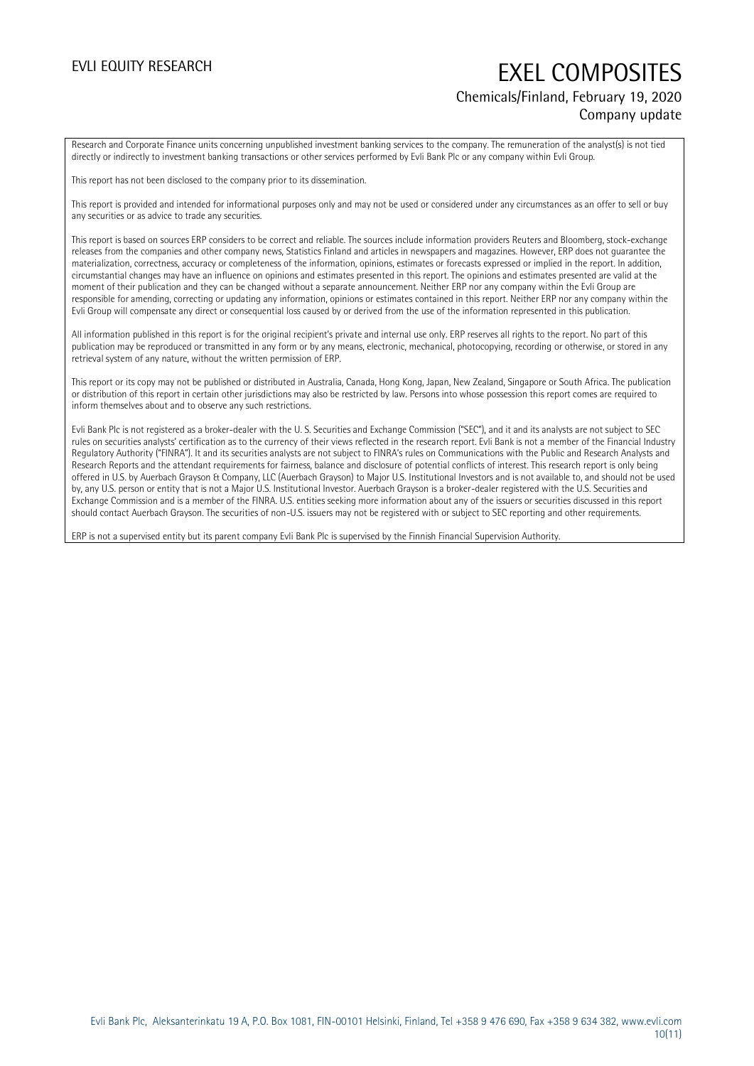Research and Corporate Finance units concerning unpublished investment banking services to the company. The remuneration of the analyst(s) is not tied directly or indirectly to investment banking transactions or other services performed by Evli Bank Plc or any company within Evli Group.

This report has not been disclosed to the company prior to its dissemination.

This report is provided and intended for informational purposes only and may not be used or considered under any circumstances as an offer to sell or buy any securities or as advice to trade any securities.

This report is based on sources ERP considers to be correct and reliable. The sources include information providers Reuters and Bloomberg, stock-exchange releases from the companies and other company news, Statistics Finland and articles in newspapers and magazines. However, ERP does not guarantee the materialization, correctness, accuracy or completeness of the information, opinions, estimates or forecasts expressed or implied in the report. In addition, circumstantial changes may have an influence on opinions and estimates presented in this report. The opinions and estimates presented are valid at the moment of their publication and they can be changed without a separate announcement. Neither ERP nor any company within the Evli Group are responsible for amending, correcting or updating any information, opinions or estimates contained in this report. Neither ERP nor any company within the Evli Group will compensate any direct or consequential loss caused by or derived from the use of the information represented in this publication.

All information published in this report is for the original recipient's private and internal use only. ERP reserves all rights to the report. No part of this publication may be reproduced or transmitted in any form or by any means, electronic, mechanical, photocopying, recording or otherwise, or stored in any retrieval system of any nature, without the written permission of ERP.

This report or its copy may not be published or distributed in Australia, Canada, Hong Kong, Japan, New Zealand, Singapore or South Africa. The publication or distribution of this report in certain other jurisdictions may also be restricted by law. Persons into whose possession this report comes are required to inform themselves about and to observe any such restrictions.

Evli Bank Plc is not registered as a broker-dealer with the U. S. Securities and Exchange Commission ("SEC"), and it and its analysts are not subject to SEC rules on securities analysts' certification as to the currency of their views reflected in the research report. Evli Bank is not a member of the Financial Industry Regulatory Authority ("FINRA"). It and its securities analysts are not subject to FINRA's rules on Communications with the Public and Research Analysts and Research Reports and the attendant requirements for fairness, balance and disclosure of potential conflicts of interest. This research report is only being offered in U.S. by Auerbach Grayson & Company, LLC (Auerbach Grayson) to Major U.S. Institutional Investors and is not available to, and should not be used by, any U.S. person or entity that is not a Major U.S. Institutional Investor. Auerbach Grayson is a broker-dealer registered with the U.S. Securities and Exchange Commission and is a member of the FINRA. U.S. entities seeking more information about any of the issuers or securities discussed in this report should contact Auerbach Grayson. The securities of non-U.S. issuers may not be registered with or subject to SEC reporting and other requirements.

ERP is not a supervised entity but its parent company Evli Bank Plc is supervised by the Finnish Financial Supervision Authority.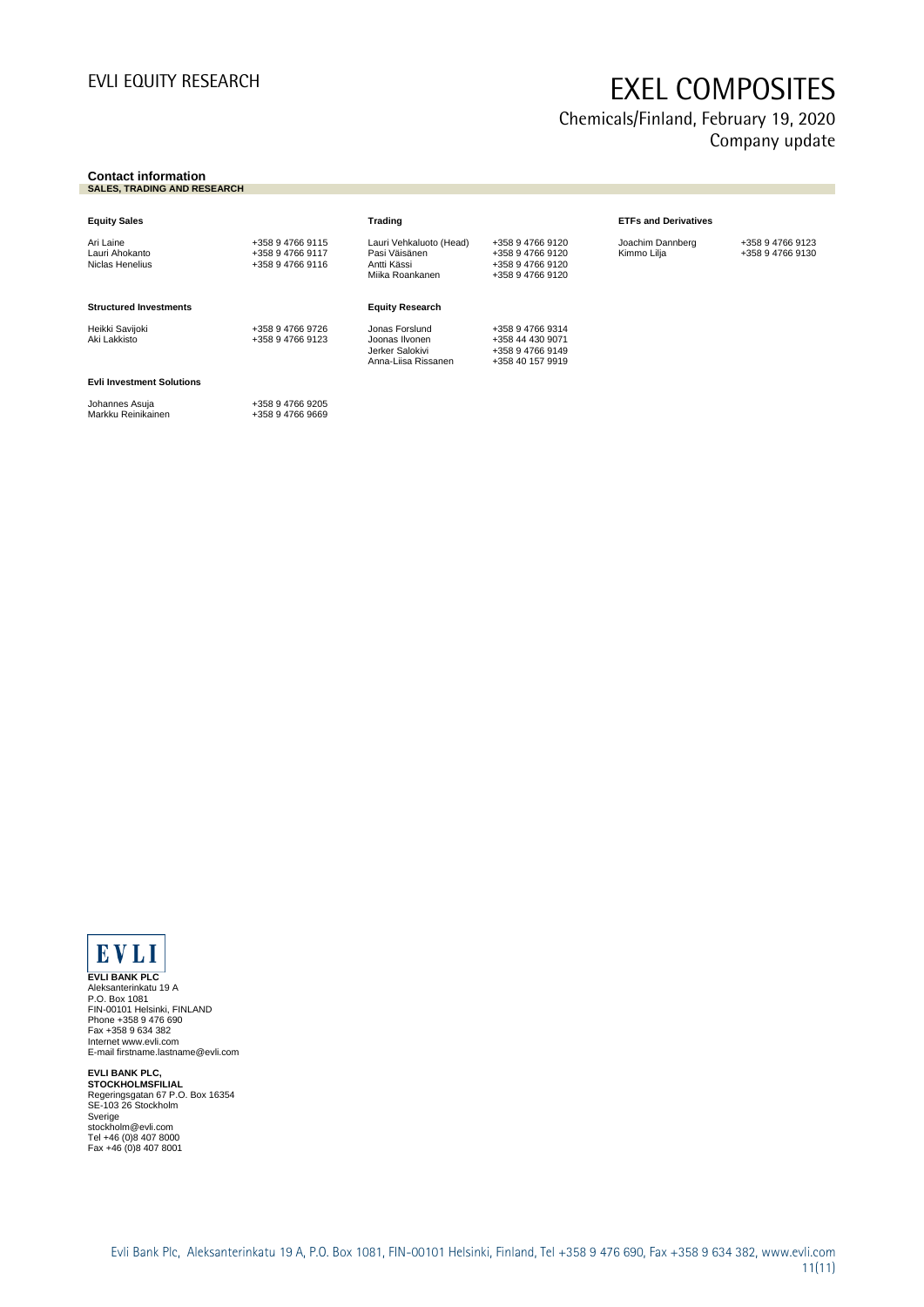# EXEL COMPOSITES

Chemicals/Finland, February 19, 2020
Company update

**Contact information**
**SALES, TRADING AND RESEARCH**

**Equity Sales**

| | |
|---|---|
| Ari Laine | +358 9 4766 9115 |
| Lauri Ahokanto | +358 9 4766 9117 |
| Niclas Henelius | +358 9 4766 9116 |

**Trading**

| | |
|---|---|
| Lauri Vehkaluoto (Head) | +358 9 4766 9120 |
| Pasi Väisänen | +358 9 4766 9120 |
| Antti Kässi | +358 9 4766 9120 |
| Miika Roankanen | +358 9 4766 9120 |

**ETFs and Derivatives**

| | |
|---|---|
| Joachim Dannberg | +358 9 4766 9123 |
| Kimmo Lilja | +358 9 4766 9130 |

**Structured Investments**

| | |
|---|---|
| Heikki Savijoki | +358 9 4766 9726 |
| Aki Lakkisto | +358 9 4766 9123 |

**Equity Research**

| | |
|---|---|
| Jonas Forslund | +358 9 4766 9314 |
| Joonas Ilvonen | +358 44 430 9071 |
| Jerker Salokivi | +358 9 4766 9149 |
| Anna-Liisa Rissanen | +358 40 157 9919 |

**Evli Investment Solutions**

| | |
|---|---|
| Johannes Asuja | +358 9 4766 9205 |
| Markku Reinikainen | +358 9 4766 9669 |

EVLI

**EVLI BANK PLC**
Aleksanterinkatu 19 A
P.O. Box 1081
FIN-00101 Helsinki, FINLAND
Phone +358 9 476 690
Fax +358 9 634 382
Internet www.evli.com
E-mail firstname.lastname@evli.com

**EVLI BANK PLC, STOCKHOLMSFILIAL**
Regeringsgatan 67 P.O. Box 16354
SE-103 26 Stockholm
Sverige
stockholm@evli.com
Tel +46 (0)8 407 8000
Fax +46 (0)8 407 8001